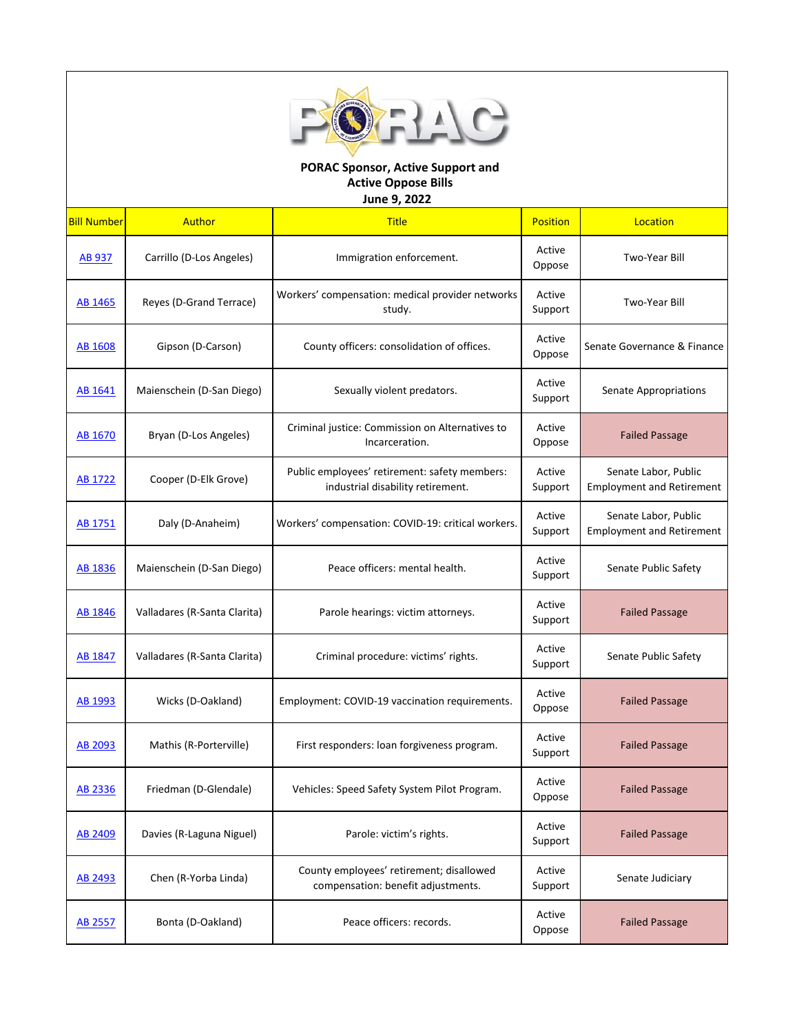PORAC

**PORAC Sponsor, Active Support and Active Oppose Bills**
**June 9, 2022**

| Bill Number | Author | Title | Position | Location |
|---|---|---|---|---|
| AB 937 | Carrillo (D-Los Angeles) | Immigration enforcement. | Active Oppose | Two-Year Bill |
| AB 1465 | Reyes (D-Grand Terrace) | Workers' compensation: medical provider networks study. | Active Support | Two-Year Bill |
| AB 1608 | Gipson (D-Carson) | County officers: consolidation of offices. | Active Oppose | Senate Governance & Finance |
| AB 1641 | Maienschein (D-San Diego) | Sexually violent predators. | Active Support | Senate Appropriations |
| AB 1670 | Bryan (D-Los Angeles) | Criminal justice: Commission on Alternatives to Incarceration. | Active Oppose | Failed Passage |
| AB 1722 | Cooper (D-Elk Grove) | Public employees' retirement: safety members: industrial disability retirement. | Active Support | Senate Labor, Public Employment and Retirement |
| AB 1751 | Daly (D-Anaheim) | Workers' compensation: COVID-19: critical workers. | Active Support | Senate Labor, Public Employment and Retirement |
| AB 1836 | Maienschein (D-San Diego) | Peace officers: mental health. | Active Support | Senate Public Safety |
| AB 1846 | Valladares (R-Santa Clarita) | Parole hearings: victim attorneys. | Active Support | Failed Passage |
| AB 1847 | Valladares (R-Santa Clarita) | Criminal procedure: victims' rights. | Active Support | Senate Public Safety |
| AB 1993 | Wicks (D-Oakland) | Employment: COVID-19 vaccination requirements. | Active Oppose | Failed Passage |
| AB 2093 | Mathis (R-Porterville) | First responders: loan forgiveness program. | Active Support | Failed Passage |
| AB 2336 | Friedman (D-Glendale) | Vehicles: Speed Safety System Pilot Program. | Active Oppose | Failed Passage |
| AB 2409 | Davies (R-Laguna Niguel) | Parole: victim's rights. | Active Support | Failed Passage |
| AB 2493 | Chen (R-Yorba Linda) | County employees' retirement; disallowed compensation: benefit adjustments. | Active Support | Senate Judiciary |
| AB 2557 | Bonta (D-Oakland) | Peace officers: records. | Active Oppose | Failed Passage |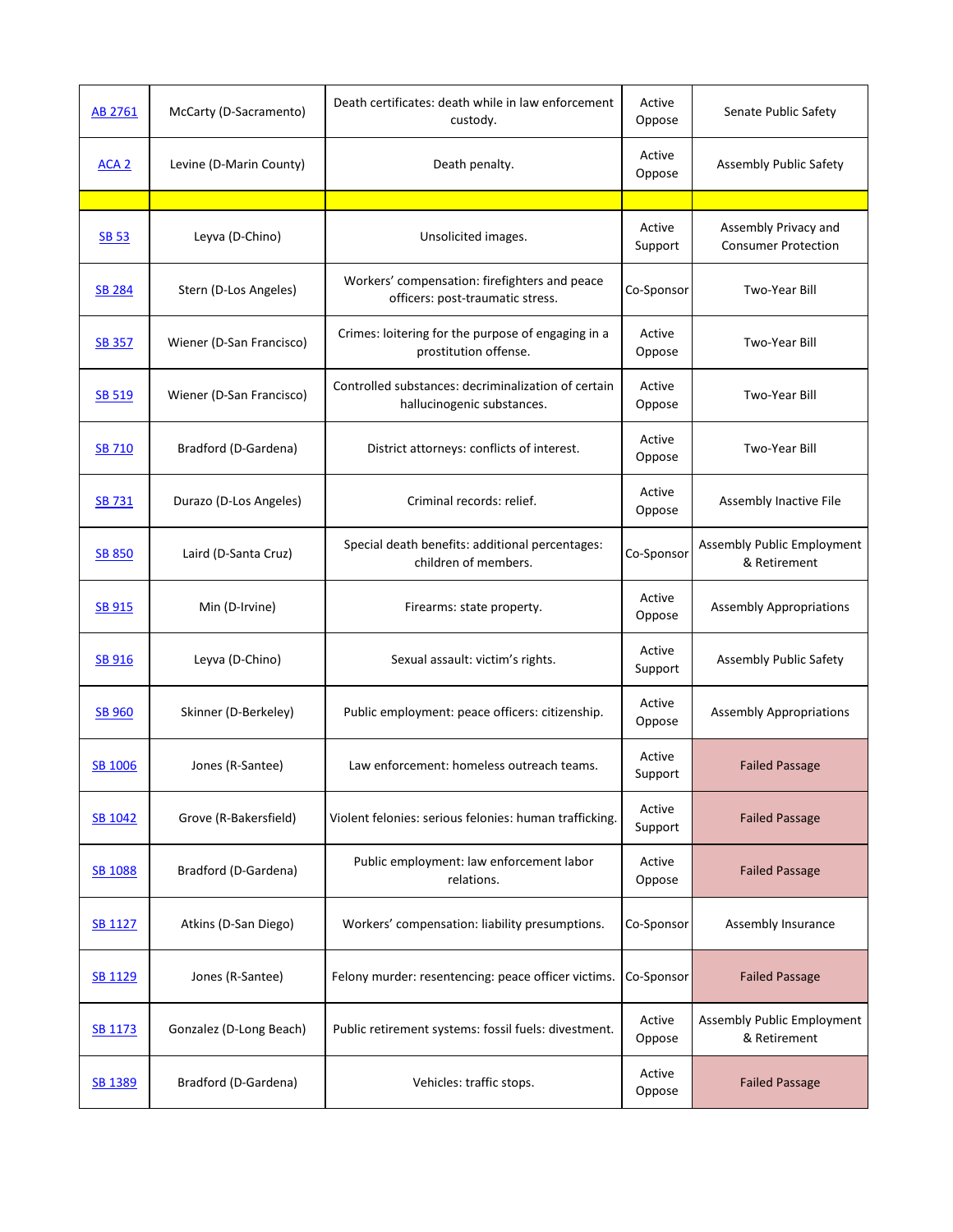| | | | | |
|---|---|---|---|---|
| AB 2761 | McCarty (D-Sacramento) | Death certificates: death while in law enforcement custody. | Active Oppose | Senate Public Safety |
| ACA 2 | Levine (D-Marin County) | Death penalty. | Active Oppose | Assembly Public Safety |
| | | | | |
| SB 53 | Leyva (D-Chino) | Unsolicited images. | Active Support | Assembly Privacy and Consumer Protection |
| SB 284 | Stern (D-Los Angeles) | Workers' compensation: firefighters and peace officers: post-traumatic stress. | Co-Sponsor | Two-Year Bill |
| SB 357 | Wiener (D-San Francisco) | Crimes: loitering for the purpose of engaging in a prostitution offense. | Active Oppose | Two-Year Bill |
| SB 519 | Wiener (D-San Francisco) | Controlled substances: decriminalization of certain hallucinogenic substances. | Active Oppose | Two-Year Bill |
| SB 710 | Bradford (D-Gardena) | District attorneys: conflicts of interest. | Active Oppose | Two-Year Bill |
| SB 731 | Durazo (D-Los Angeles) | Criminal records: relief. | Active Oppose | Assembly Inactive File |
| SB 850 | Laird (D-Santa Cruz) | Special death benefits: additional percentages: children of members. | Co-Sponsor | Assembly Public Employment & Retirement |
| SB 915 | Min (D-Irvine) | Firearms: state property. | Active Oppose | Assembly Appropriations |
| SB 916 | Leyva (D-Chino) | Sexual assault: victim's rights. | Active Support | Assembly Public Safety |
| SB 960 | Skinner (D-Berkeley) | Public employment: peace officers: citizenship. | Active Oppose | Assembly Appropriations |
| SB 1006 | Jones (R-Santee) | Law enforcement: homeless outreach teams. | Active Support | Failed Passage |
| SB 1042 | Grove (R-Bakersfield) | Violent felonies: serious felonies: human trafficking. | Active Support | Failed Passage |
| SB 1088 | Bradford (D-Gardena) | Public employment: law enforcement labor relations. | Active Oppose | Failed Passage |
| SB 1127 | Atkins (D-San Diego) | Workers' compensation: liability presumptions. | Co-Sponsor | Assembly Insurance |
| SB 1129 | Jones (R-Santee) | Felony murder: resentencing: peace officer victims. | Co-Sponsor | Failed Passage |
| SB 1173 | Gonzalez (D-Long Beach) | Public retirement systems: fossil fuels: divestment. | Active Oppose | Assembly Public Employment & Retirement |
| SB 1389 | Bradford (D-Gardena) | Vehicles: traffic stops. | Active Oppose | Failed Passage |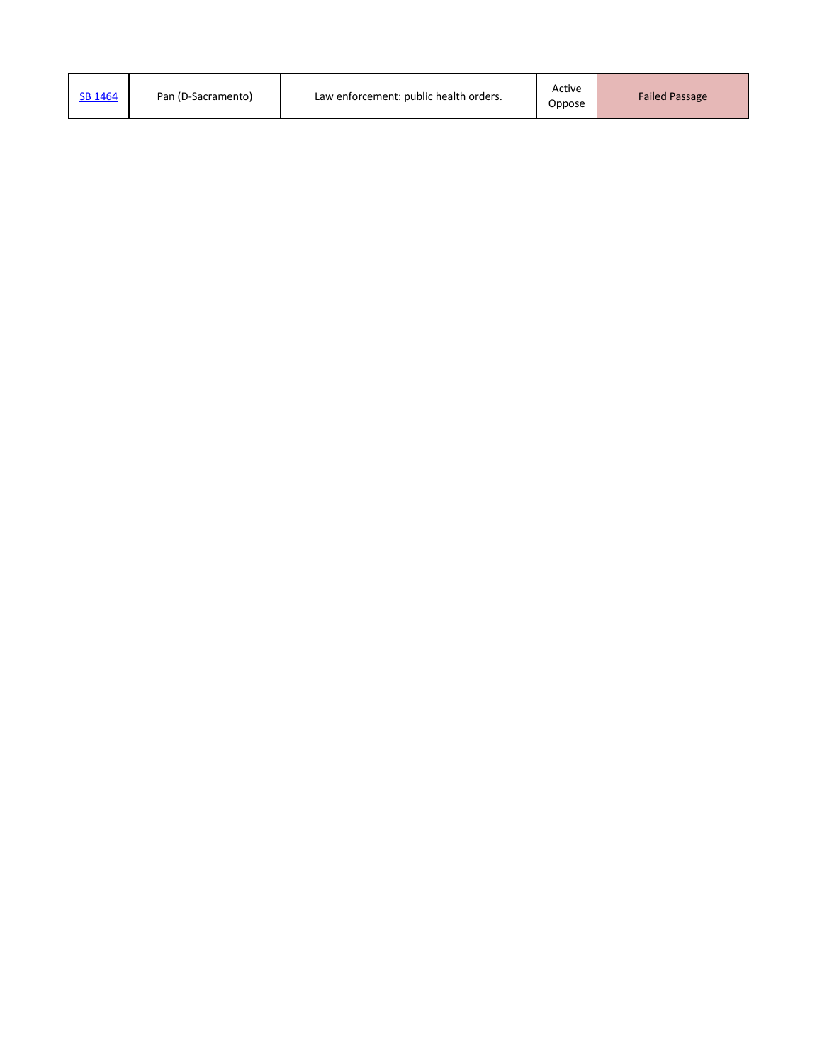| | | | | |
|---|---|---|---|---|
| SB 1464 | Pan (D-Sacramento) | Law enforcement: public health orders. | Active Oppose | Failed Passage |